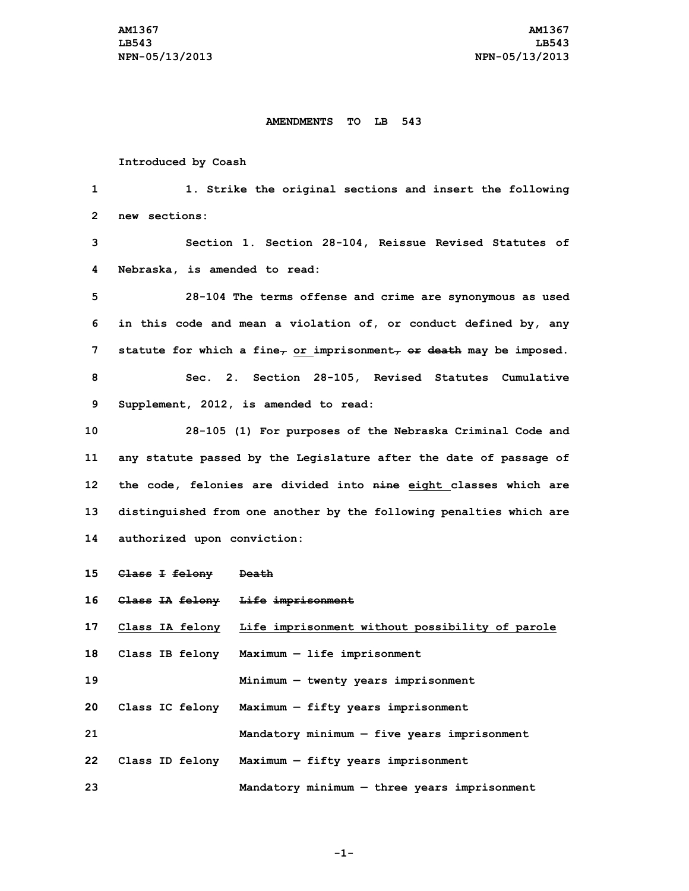AM1367
LB543
NPN-05/13/2013

**AMENDMENTS TO LB 543**

Introduced by Coash

1. Strike the original sections and insert the following new sections:

Section 1. Section 28-104, Reissue Revised Statutes of Nebraska, is amended to read:

28-104 The terms offense and crime are synonymous as used in this code and mean a violation of, or conduct defined by, any statute for which a fine~~,~~ or imprisonment~~, or death~~ may be imposed.

Sec. 2. Section 28-105, Revised Statutes Cumulative Supplement, 2012, is amended to read:

28-105 (1) For purposes of the Nebraska Criminal Code and any statute passed by the Legislature after the date of passage of the code, felonies are divided into ~~nine~~ eight classes which are distinguished from one another by the following penalties which are authorized upon conviction:

| | |
|---|---|
| ~~Class I felony~~ | ~~Death~~ |
| ~~Class IA felony~~ | ~~Life imprisonment~~ |
| Class IA felony | Life imprisonment without possibility of parole |
| Class IB felony | Maximum — life imprisonment |
| | Minimum — twenty years imprisonment |
| Class IC felony | Maximum — fifty years imprisonment |
| | Mandatory minimum — five years imprisonment |
| Class ID felony | Maximum — fifty years imprisonment |
| | Mandatory minimum — three years imprisonment |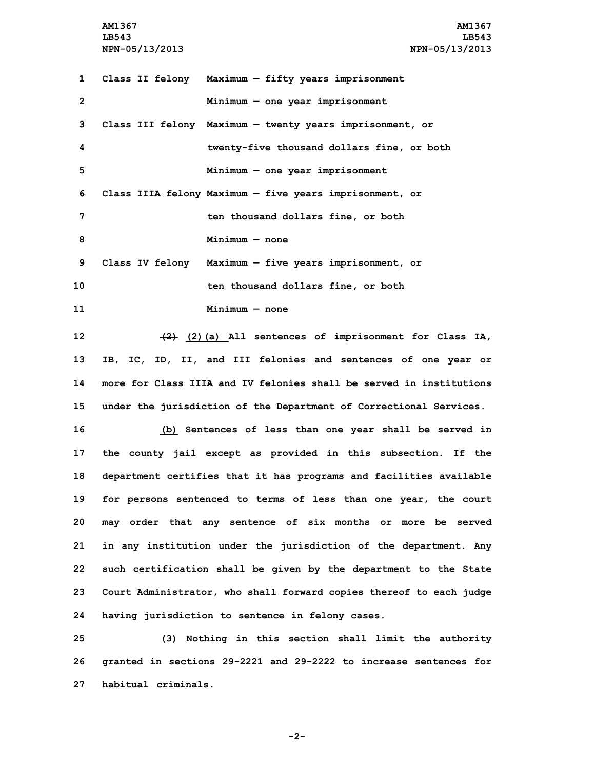| | |
|---|---|
| Class II felony | Maximum — fifty years imprisonment |
| | Minimum — one year imprisonment |
| Class III felony | Maximum — twenty years imprisonment, or |
| | twenty-five thousand dollars fine, or both |
| | Minimum — one year imprisonment |
| Class IIIA felony | Maximum — five years imprisonment, or |
| | ten thousand dollars fine, or both |
| | Minimum — none |
| Class IV felony | Maximum — five years imprisonment, or |
| | ten thousand dollars fine, or both |
| | Minimum — none |

~~(2)~~ (2)(a) All sentences of imprisonment for Class IA, IB, IC, ID, II, and III felonies and sentences of one year or more for Class IIIA and IV felonies shall be served in institutions under the jurisdiction of the Department of Correctional Services.

(b) Sentences of less than one year shall be served in the county jail except as provided in this subsection. If the department certifies that it has programs and facilities available for persons sentenced to terms of less than one year, the court may order that any sentence of six months or more be served in any institution under the jurisdiction of the department. Any such certification shall be given by the department to the State Court Administrator, who shall forward copies thereof to each judge having jurisdiction to sentence in felony cases.

(3) Nothing in this section shall limit the authority granted in sections 29-2221 and 29-2222 to increase sentences for habitual criminals.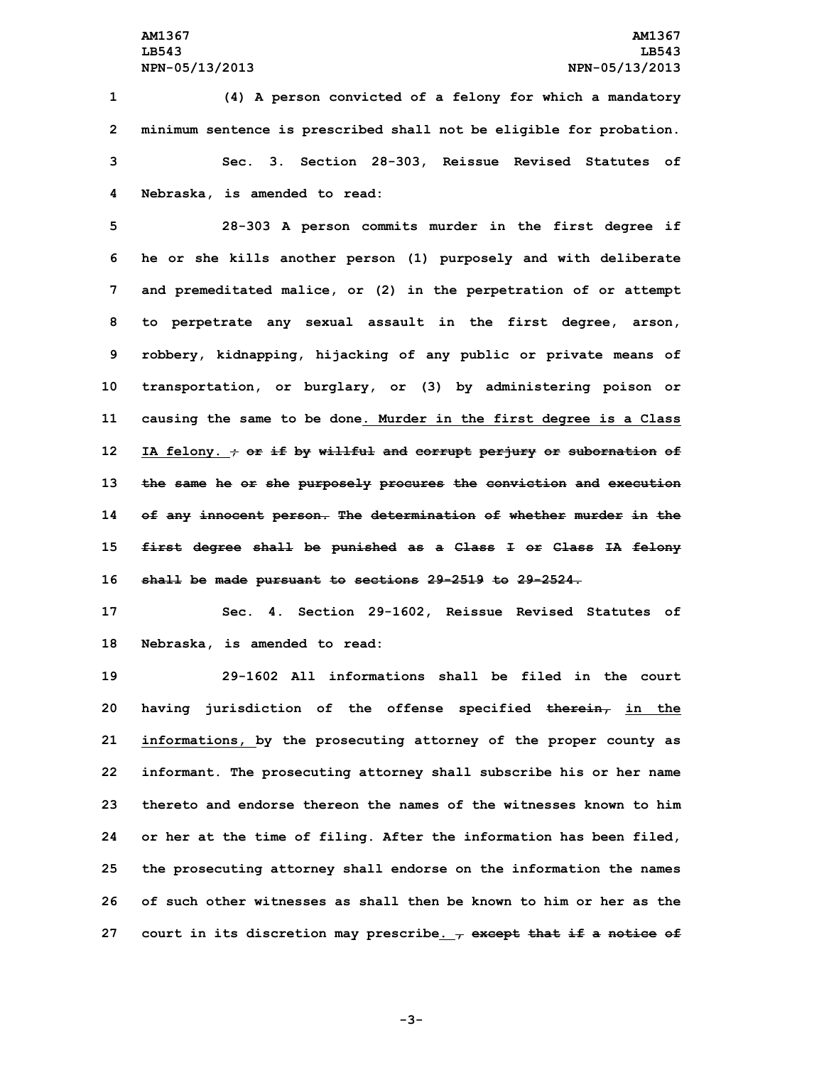(4) A person convicted of a felony for which a mandatory minimum sentence is prescribed shall not be eligible for probation.

Sec. 3. Section 28-303, Reissue Revised Statutes of Nebraska, is amended to read:

28-303 A person commits murder in the first degree if he or she kills another person (1) purposely and with deliberate and premeditated malice, or (2) in the perpetration of or attempt to perpetrate any sexual assault in the first degree, arson, robbery, kidnapping, hijacking of any public or private means of transportation, or burglary, or (3) by administering poison or causing the same to be done<u>. Murder in the first degree is a Class IA felony. </u>~~; or if by willful and corrupt perjury or subornation of the same he or she purposely procures the conviction and execution of any innocent person. The determination of whether murder in the first degree shall be punished as a Class I or Class IA felony shall be made pursuant to sections 29-2519 to 29-2524.~~

Sec. 4. Section 29-1602, Reissue Revised Statutes of Nebraska, is amended to read:

29-1602 All informations shall be filed in the court having jurisdiction of the offense specified ~~therein,~~ <u>in the informations, </u>by the prosecuting attorney of the proper county as informant. The prosecuting attorney shall subscribe his or her name thereto and endorse thereon the names of the witnesses known to him or her at the time of filing. After the information has been filed, the prosecuting attorney shall endorse on the information the names of such other witnesses as shall then be known to him or her as the court in its discretion may prescribe<u>. </u>~~, except that if a notice of~~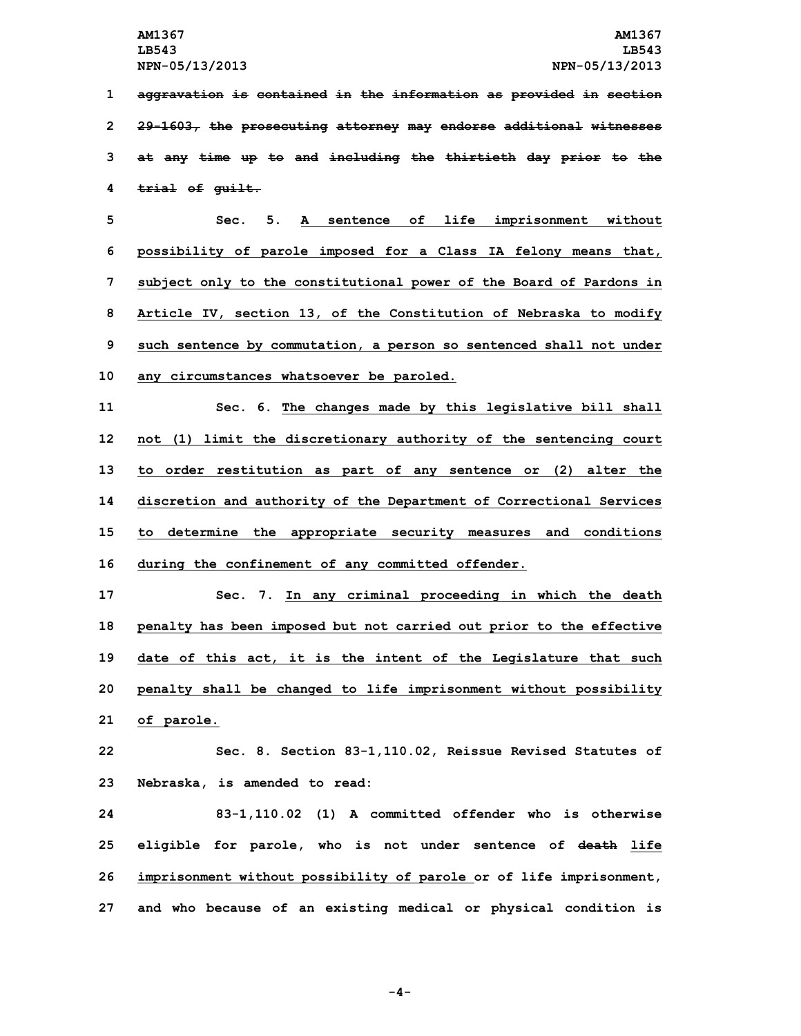~~aggravation is contained in the information as provided in section 29-1603, the prosecuting attorney may endorse additional witnesses at any time up to and including the thirtieth day prior to the trial of guilt.~~

Sec. 5. A sentence of life imprisonment without possibility of parole imposed for a Class IA felony means that, subject only to the constitutional power of the Board of Pardons in Article IV, section 13, of the Constitution of Nebraska to modify such sentence by commutation, a person so sentenced shall not under any circumstances whatsoever be paroled.

Sec. 6. The changes made by this legislative bill shall not (1) limit the discretionary authority of the sentencing court to order restitution as part of any sentence or (2) alter the discretion and authority of the Department of Correctional Services to determine the appropriate security measures and conditions during the confinement of any committed offender.

Sec. 7. In any criminal proceeding in which the death penalty has been imposed but not carried out prior to the effective date of this act, it is the intent of the Legislature that such penalty shall be changed to life imprisonment without possibility of parole.

Sec. 8. Section 83-1,110.02, Reissue Revised Statutes of Nebraska, is amended to read:

83-1,110.02 (1) A committed offender who is otherwise eligible for parole, who is not under sentence of ~~death~~ life imprisonment without possibility of parole or of life imprisonment, and who because of an existing medical or physical condition is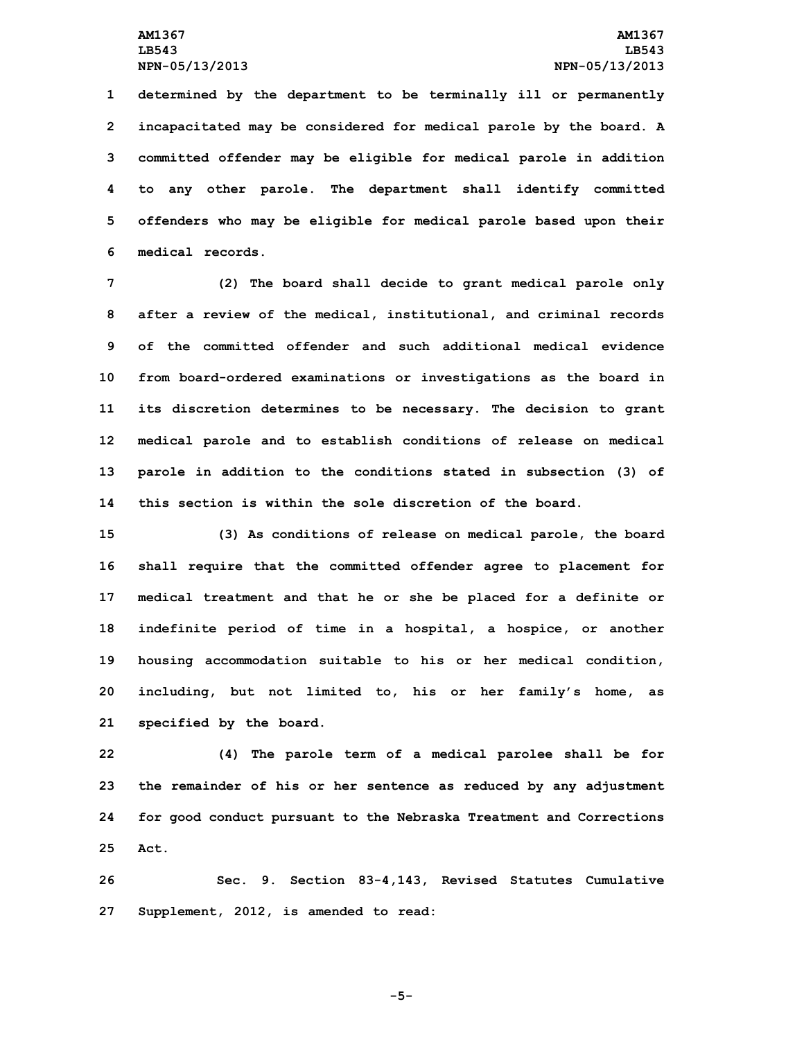determined by the department to be terminally ill or permanently incapacitated may be considered for medical parole by the board. A committed offender may be eligible for medical parole in addition to any other parole. The department shall identify committed offenders who may be eligible for medical parole based upon their medical records.

(2) The board shall decide to grant medical parole only after a review of the medical, institutional, and criminal records of the committed offender and such additional medical evidence from board-ordered examinations or investigations as the board in its discretion determines to be necessary. The decision to grant medical parole and to establish conditions of release on medical parole in addition to the conditions stated in subsection (3) of this section is within the sole discretion of the board.

(3) As conditions of release on medical parole, the board shall require that the committed offender agree to placement for medical treatment and that he or she be placed for a definite or indefinite period of time in a hospital, a hospice, or another housing accommodation suitable to his or her medical condition, including, but not limited to, his or her family's home, as specified by the board.

(4) The parole term of a medical parolee shall be for the remainder of his or her sentence as reduced by any adjustment for good conduct pursuant to the Nebraska Treatment and Corrections Act.

Sec. 9. Section 83-4,143, Revised Statutes Cumulative Supplement, 2012, is amended to read: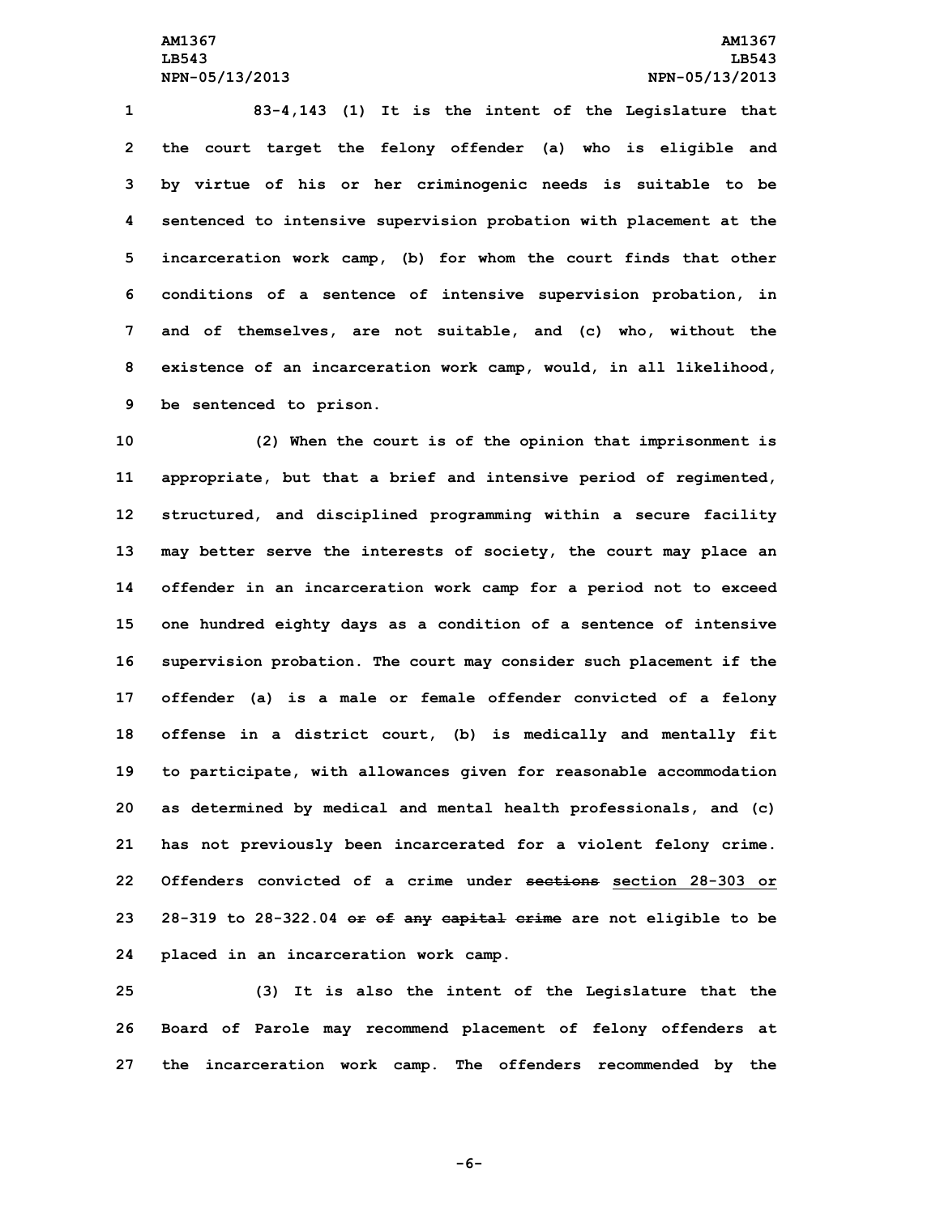83-4,143 (1) It is the intent of the Legislature that the court target the felony offender (a) who is eligible and by virtue of his or her criminogenic needs is suitable to be sentenced to intensive supervision probation with placement at the incarceration work camp, (b) for whom the court finds that other conditions of a sentence of intensive supervision probation, in and of themselves, are not suitable, and (c) who, without the existence of an incarceration work camp, would, in all likelihood, be sentenced to prison.

(2) When the court is of the opinion that imprisonment is appropriate, but that a brief and intensive period of regimented, structured, and disciplined programming within a secure facility may better serve the interests of society, the court may place an offender in an incarceration work camp for a period not to exceed one hundred eighty days as a condition of a sentence of intensive supervision probation. The court may consider such placement if the offender (a) is a male or female offender convicted of a felony offense in a district court, (b) is medically and mentally fit to participate, with allowances given for reasonable accommodation as determined by medical and mental health professionals, and (c) has not previously been incarcerated for a violent felony crime. Offenders convicted of a crime under ~~sections~~ <u>section 28-303 or</u> 28-319 to 28-322.04 ~~or of any capital crime~~ are not eligible to be placed in an incarceration work camp.

(3) It is also the intent of the Legislature that the Board of Parole may recommend placement of felony offenders at the incarceration work camp. The offenders recommended by the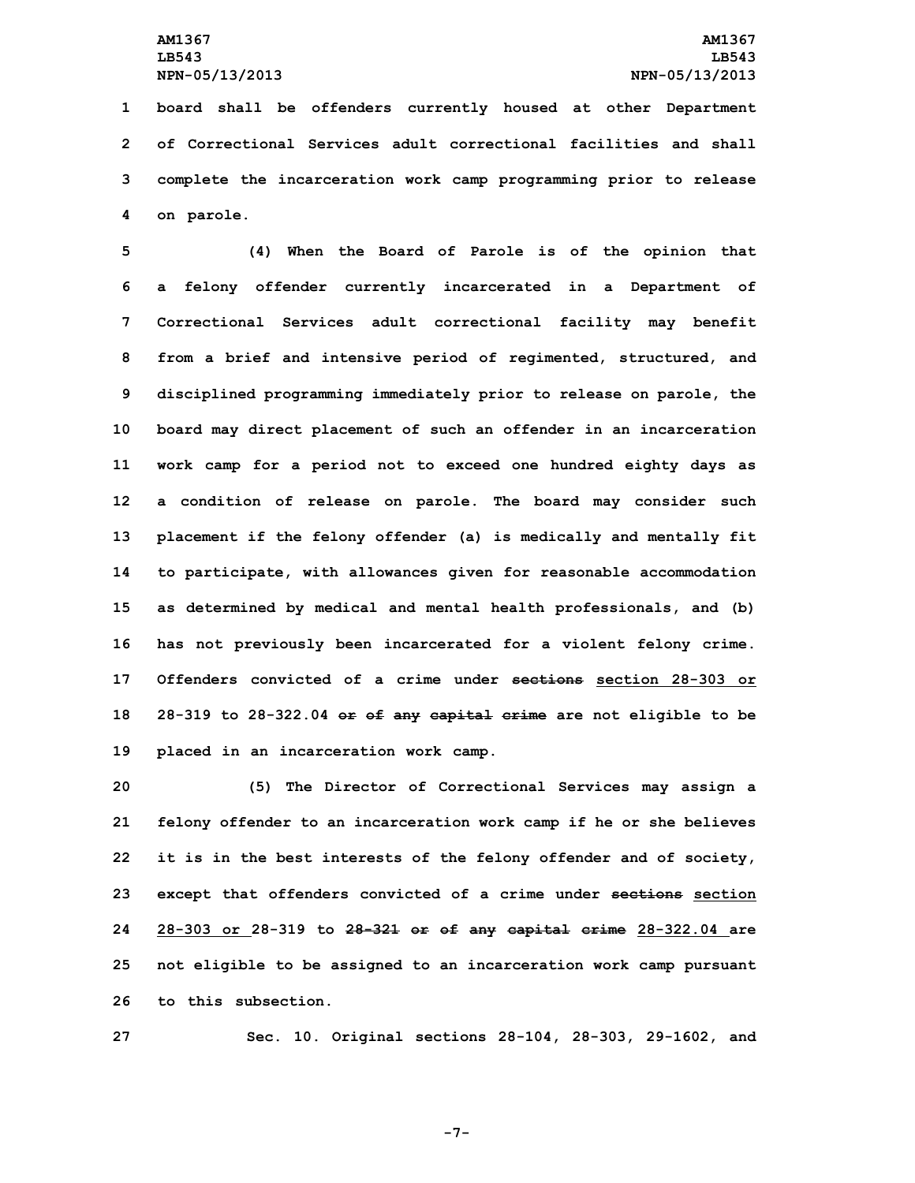board shall be offenders currently housed at other Department of Correctional Services adult correctional facilities and shall complete the incarceration work camp programming prior to release on parole.

(4) When the Board of Parole is of the opinion that a felony offender currently incarcerated in a Department of Correctional Services adult correctional facility may benefit from a brief and intensive period of regimented, structured, and disciplined programming immediately prior to release on parole, the board may direct placement of such an offender in an incarceration work camp for a period not to exceed one hundred eighty days as a condition of release on parole. The board may consider such placement if the felony offender (a) is medically and mentally fit to participate, with allowances given for reasonable accommodation as determined by medical and mental health professionals, and (b) has not previously been incarcerated for a violent felony crime. Offenders convicted of a crime under ~~sections~~ section 28-303 or 28-319 to 28-322.04 ~~or of any capital crime~~ are not eligible to be placed in an incarceration work camp.

(5) The Director of Correctional Services may assign a felony offender to an incarceration work camp if he or she believes it is in the best interests of the felony offender and of society, except that offenders convicted of a crime under ~~sections~~ section 28-303 or 28-319 to ~~28-321 or of any capital crime~~ 28-322.04 are not eligible to be assigned to an incarceration work camp pursuant to this subsection.

Sec. 10. Original sections 28-104, 28-303, 29-1602, and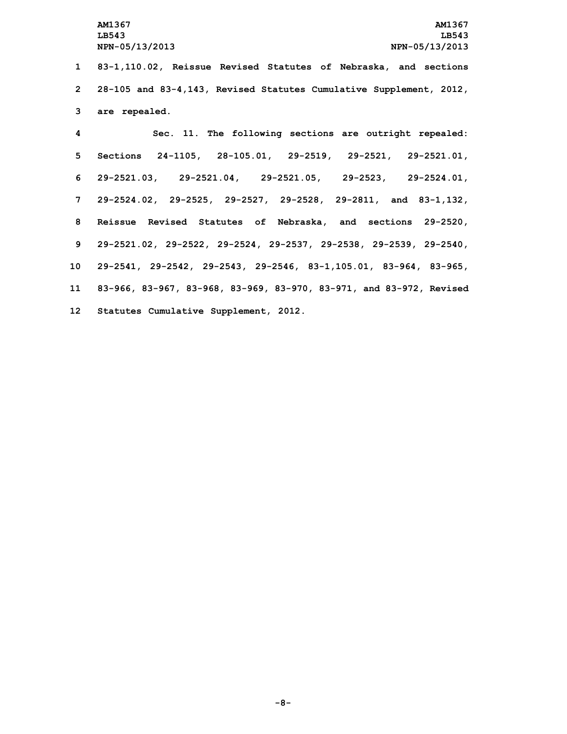83-1,110.02, Reissue Revised Statutes of Nebraska, and sections 28-105 and 83-4,143, Revised Statutes Cumulative Supplement, 2012, are repealed.

Sec. 11. The following sections are outright repealed: Sections 24-1105, 28-105.01, 29-2519, 29-2521, 29-2521.01, 29-2521.03, 29-2521.04, 29-2521.05, 29-2523, 29-2524.01, 29-2524.02, 29-2525, 29-2527, 29-2528, 29-2811, and 83-1,132, Reissue Revised Statutes of Nebraska, and sections 29-2520, 29-2521.02, 29-2522, 29-2524, 29-2537, 29-2538, 29-2539, 29-2540, 29-2541, 29-2542, 29-2543, 29-2546, 83-1,105.01, 83-964, 83-965, 83-966, 83-967, 83-968, 83-969, 83-970, 83-971, and 83-972, Revised Statutes Cumulative Supplement, 2012.